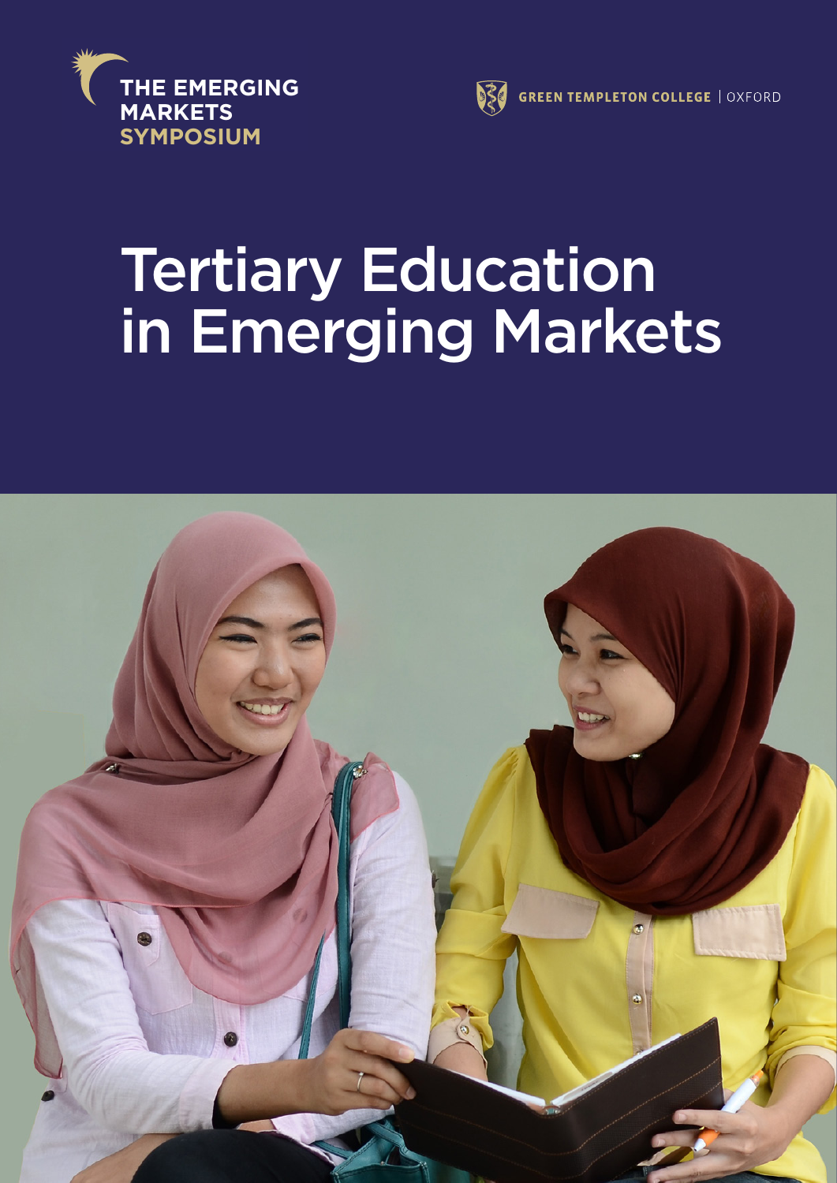THE EMERGING MARKETS SYMPOSIUM

GREEN TEMPLETON COLLEGE | OXFORD

# Tertiary Education in Emerging Markets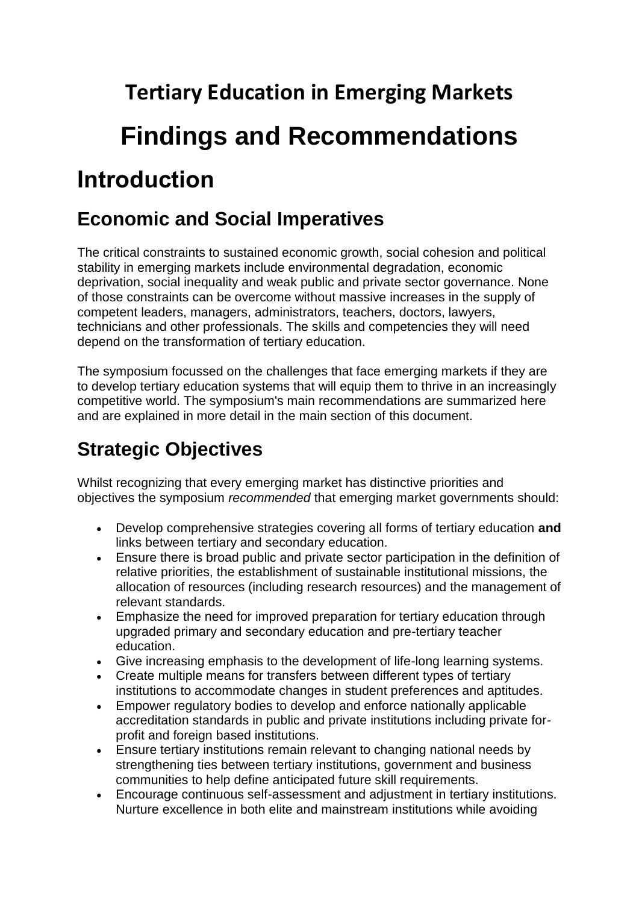# Tertiary Education in Emerging Markets

# Findings and Recommendations

## Introduction

### Economic and Social Imperatives

The critical constraints to sustained economic growth, social cohesion and political stability in emerging markets include environmental degradation, economic deprivation, social inequality and weak public and private sector governance. None of those constraints can be overcome without massive increases in the supply of competent leaders, managers, administrators, teachers, doctors, lawyers, technicians and other professionals. The skills and competencies they will need depend on the transformation of tertiary education.

The symposium focussed on the challenges that face emerging markets if they are to develop tertiary education systems that will equip them to thrive in an increasingly competitive world. The symposium's main recommendations are summarized here and are explained in more detail in the main section of this document.

### Strategic Objectives

Whilst recognizing that every emerging market has distinctive priorities and objectives the symposium *recommended* that emerging market governments should:

- Develop comprehensive strategies covering all forms of tertiary education **and** links between tertiary and secondary education.
- Ensure there is broad public and private sector participation in the definition of relative priorities, the establishment of sustainable institutional missions, the allocation of resources (including research resources) and the management of relevant standards.
- Emphasize the need for improved preparation for tertiary education through upgraded primary and secondary education and pre-tertiary teacher education.
- Give increasing emphasis to the development of life-long learning systems.
- Create multiple means for transfers between different types of tertiary institutions to accommodate changes in student preferences and aptitudes.
- Empower regulatory bodies to develop and enforce nationally applicable accreditation standards in public and private institutions including private for-profit and foreign based institutions.
- Ensure tertiary institutions remain relevant to changing national needs by strengthening ties between tertiary institutions, government and business communities to help define anticipated future skill requirements.
- Encourage continuous self-assessment and adjustment in tertiary institutions. Nurture excellence in both elite and mainstream institutions while avoiding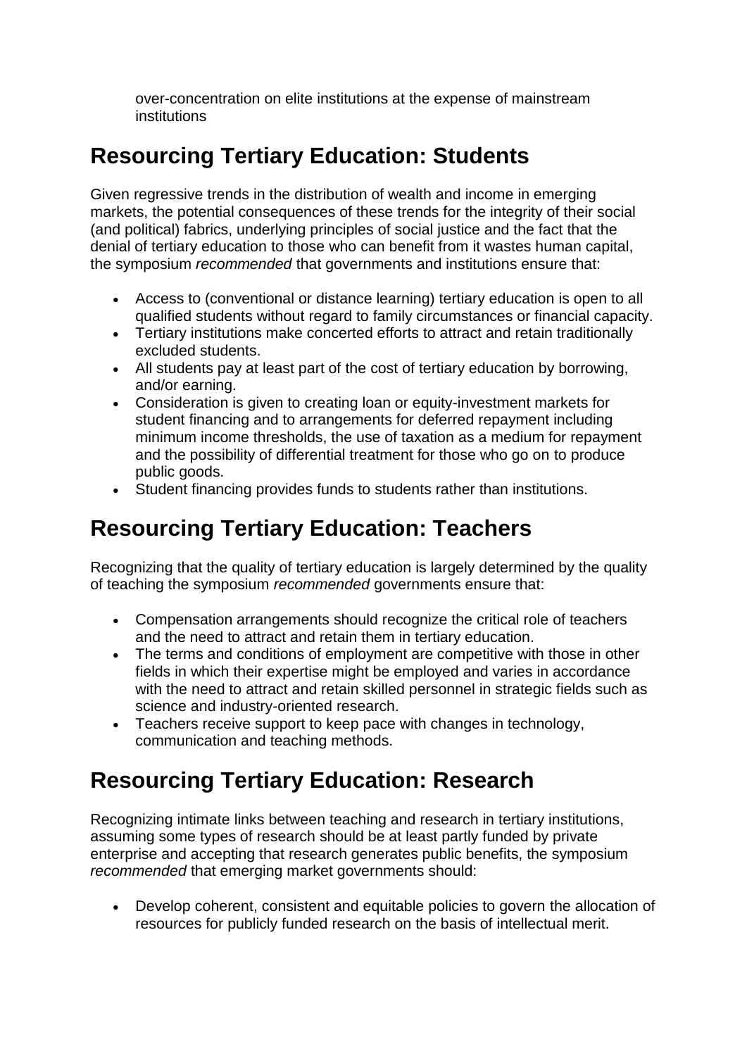over-concentration on elite institutions at the expense of mainstream institutions

## Resourcing Tertiary Education: Students

Given regressive trends in the distribution of wealth and income in emerging markets, the potential consequences of these trends for the integrity of their social (and political) fabrics, underlying principles of social justice and the fact that the denial of tertiary education to those who can benefit from it wastes human capital, the symposium *recommended* that governments and institutions ensure that:

- Access to (conventional or distance learning) tertiary education is open to all qualified students without regard to family circumstances or financial capacity.
- Tertiary institutions make concerted efforts to attract and retain traditionally excluded students.
- All students pay at least part of the cost of tertiary education by borrowing, and/or earning.
- Consideration is given to creating loan or equity-investment markets for student financing and to arrangements for deferred repayment including minimum income thresholds, the use of taxation as a medium for repayment and the possibility of differential treatment for those who go on to produce public goods.
- Student financing provides funds to students rather than institutions.

## Resourcing Tertiary Education: Teachers

Recognizing that the quality of tertiary education is largely determined by the quality of teaching the symposium *recommended* governments ensure that:

- Compensation arrangements should recognize the critical role of teachers and the need to attract and retain them in tertiary education.
- The terms and conditions of employment are competitive with those in other fields in which their expertise might be employed and varies in accordance with the need to attract and retain skilled personnel in strategic fields such as science and industry-oriented research.
- Teachers receive support to keep pace with changes in technology, communication and teaching methods.

## Resourcing Tertiary Education: Research

Recognizing intimate links between teaching and research in tertiary institutions, assuming some types of research should be at least partly funded by private enterprise and accepting that research generates public benefits, the symposium *recommended* that emerging market governments should:

- Develop coherent, consistent and equitable policies to govern the allocation of resources for publicly funded research on the basis of intellectual merit.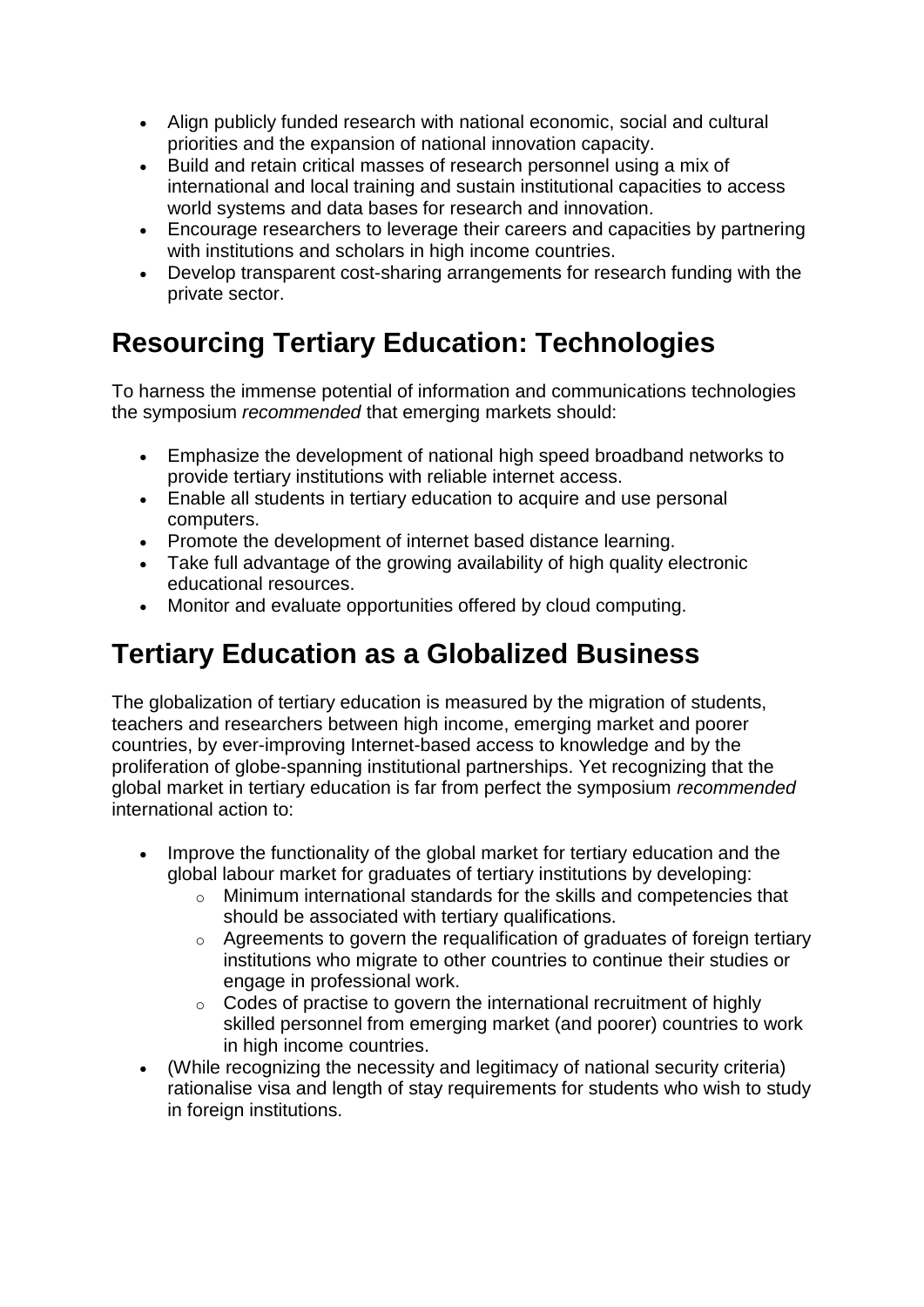- Align publicly funded research with national economic, social and cultural priorities and the expansion of national innovation capacity.
- Build and retain critical masses of research personnel using a mix of international and local training and sustain institutional capacities to access world systems and data bases for research and innovation.
- Encourage researchers to leverage their careers and capacities by partnering with institutions and scholars in high income countries.
- Develop transparent cost-sharing arrangements for research funding with the private sector.

## Resourcing Tertiary Education: Technologies

To harness the immense potential of information and communications technologies the symposium *recommended* that emerging markets should:

- Emphasize the development of national high speed broadband networks to provide tertiary institutions with reliable internet access.
- Enable all students in tertiary education to acquire and use personal computers.
- Promote the development of internet based distance learning.
- Take full advantage of the growing availability of high quality electronic educational resources.
- Monitor and evaluate opportunities offered by cloud computing.

## Tertiary Education as a Globalized Business

The globalization of tertiary education is measured by the migration of students, teachers and researchers between high income, emerging market and poorer countries, by ever-improving Internet-based access to knowledge and by the proliferation of globe-spanning institutional partnerships. Yet recognizing that the global market in tertiary education is far from perfect the symposium *recommended* international action to:

- Improve the functionality of the global market for tertiary education and the global labour market for graduates of tertiary institutions by developing:
    - Minimum international standards for the skills and competencies that should be associated with tertiary qualifications.
    - Agreements to govern the requalification of graduates of foreign tertiary institutions who migrate to other countries to continue their studies or engage in professional work.
    - Codes of practise to govern the international recruitment of highly skilled personnel from emerging market (and poorer) countries to work in high income countries.
- (While recognizing the necessity and legitimacy of national security criteria) rationalise visa and length of stay requirements for students who wish to study in foreign institutions.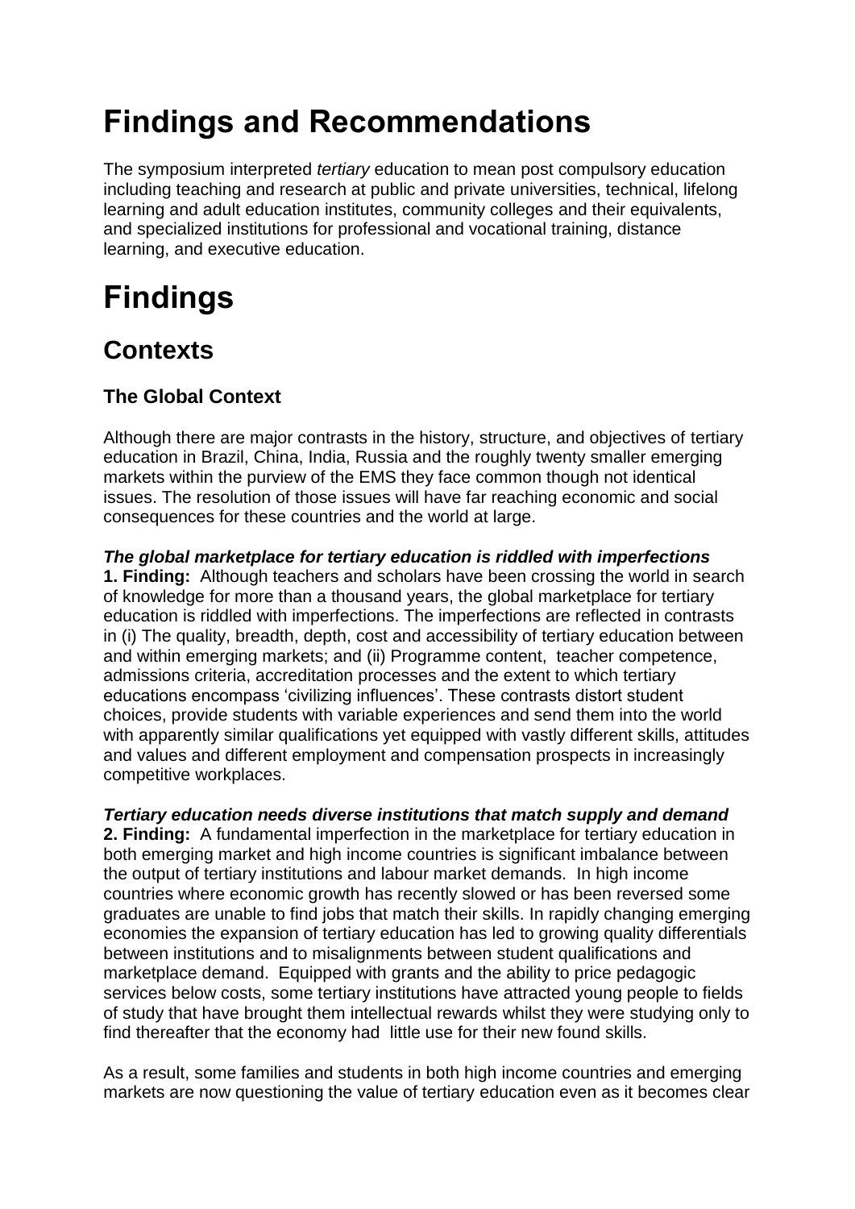# Findings and Recommendations

The symposium interpreted *tertiary* education to mean post compulsory education including teaching and research at public and private universities, technical, lifelong learning and adult education institutes, community colleges and their equivalents, and specialized institutions for professional and vocational training, distance learning, and executive education.

# Findings

## Contexts

### The Global Context

Although there are major contrasts in the history, structure, and objectives of tertiary education in Brazil, China, India, Russia and the roughly twenty smaller emerging markets within the purview of the EMS they face common though not identical issues. The resolution of those issues will have far reaching economic and social consequences for these countries and the world at large.

***The global marketplace for tertiary education is riddled with imperfections***

**1. Finding:** Although teachers and scholars have been crossing the world in search of knowledge for more than a thousand years, the global marketplace for tertiary education is riddled with imperfections. The imperfections are reflected in contrasts in (i) The quality, breadth, depth, cost and accessibility of tertiary education between and within emerging markets; and (ii) Programme content, teacher competence, admissions criteria, accreditation processes and the extent to which tertiary educations encompass 'civilizing influences'. These contrasts distort student choices, provide students with variable experiences and send them into the world with apparently similar qualifications yet equipped with vastly different skills, attitudes and values and different employment and compensation prospects in increasingly competitive workplaces.

***Tertiary education needs diverse institutions that match supply and demand***

**2. Finding:** A fundamental imperfection in the marketplace for tertiary education in both emerging market and high income countries is significant imbalance between the output of tertiary institutions and labour market demands. In high income countries where economic growth has recently slowed or has been reversed some graduates are unable to find jobs that match their skills. In rapidly changing emerging economies the expansion of tertiary education has led to growing quality differentials between institutions and to misalignments between student qualifications and marketplace demand. Equipped with grants and the ability to price pedagogic services below costs, some tertiary institutions have attracted young people to fields of study that have brought them intellectual rewards whilst they were studying only to find thereafter that the economy had little use for their new found skills.

As a result, some families and students in both high income countries and emerging markets are now questioning the value of tertiary education even as it becomes clear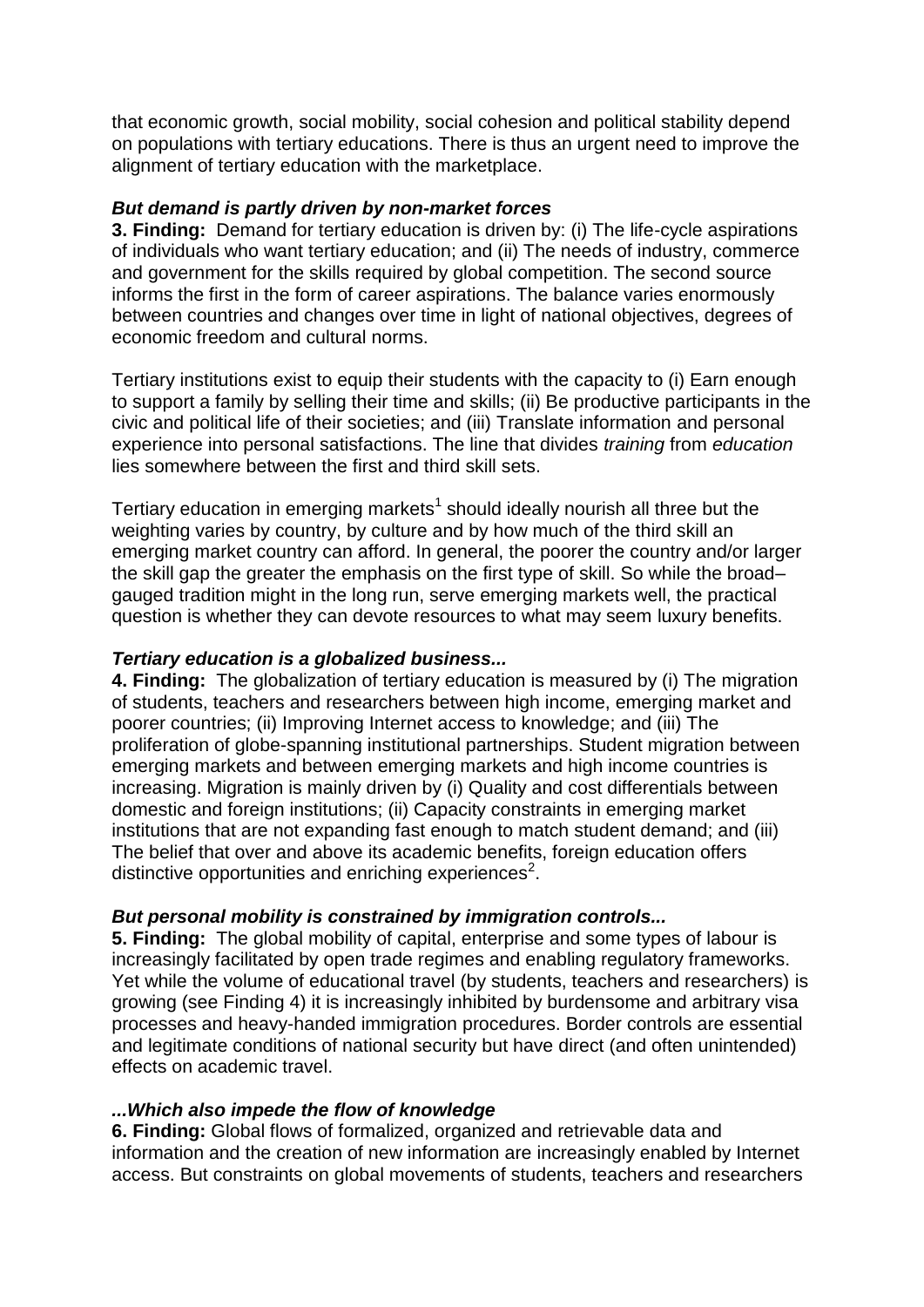that economic growth, social mobility, social cohesion and political stability depend on populations with tertiary educations. There is thus an urgent need to improve the alignment of tertiary education with the marketplace.

***But demand is partly driven by non-market forces***

**3. Finding:** Demand for tertiary education is driven by: (i) The life-cycle aspirations of individuals who want tertiary education; and (ii) The needs of industry, commerce and government for the skills required by global competition. The second source informs the first in the form of career aspirations. The balance varies enormously between countries and changes over time in light of national objectives, degrees of economic freedom and cultural norms.

Tertiary institutions exist to equip their students with the capacity to (i) Earn enough to support a family by selling their time and skills; (ii) Be productive participants in the civic and political life of their societies; and (iii) Translate information and personal experience into personal satisfactions. The line that divides *training* from *education* lies somewhere between the first and third skill sets.

Tertiary education in emerging markets[1] should ideally nourish all three but the weighting varies by country, by culture and by how much of the third skill an emerging market country can afford. In general, the poorer the country and/or larger the skill gap the greater the emphasis on the first type of skill. So while the broad–gauged tradition might in the long run, serve emerging markets well, the practical question is whether they can devote resources to what may seem luxury benefits.

***Tertiary education is a globalized business...***

**4. Finding:** The globalization of tertiary education is measured by (i) The migration of students, teachers and researchers between high income, emerging market and poorer countries; (ii) Improving Internet access to knowledge; and (iii) The proliferation of globe-spanning institutional partnerships. Student migration between emerging markets and between emerging markets and high income countries is increasing. Migration is mainly driven by (i) Quality and cost differentials between domestic and foreign institutions; (ii) Capacity constraints in emerging market institutions that are not expanding fast enough to match student demand; and (iii) The belief that over and above its academic benefits, foreign education offers distinctive opportunities and enriching experiences[2].

***But personal mobility is constrained by immigration controls...***

**5. Finding:** The global mobility of capital, enterprise and some types of labour is increasingly facilitated by open trade regimes and enabling regulatory frameworks. Yet while the volume of educational travel (by students, teachers and researchers) is growing (see Finding 4) it is increasingly inhibited by burdensome and arbitrary visa processes and heavy-handed immigration procedures. Border controls are essential and legitimate conditions of national security but have direct (and often unintended) effects on academic travel.

***...Which also impede the flow of knowledge***

**6. Finding:** Global flows of formalized, organized and retrievable data and information and the creation of new information are increasingly enabled by Internet access. But constraints on global movements of students, teachers and researchers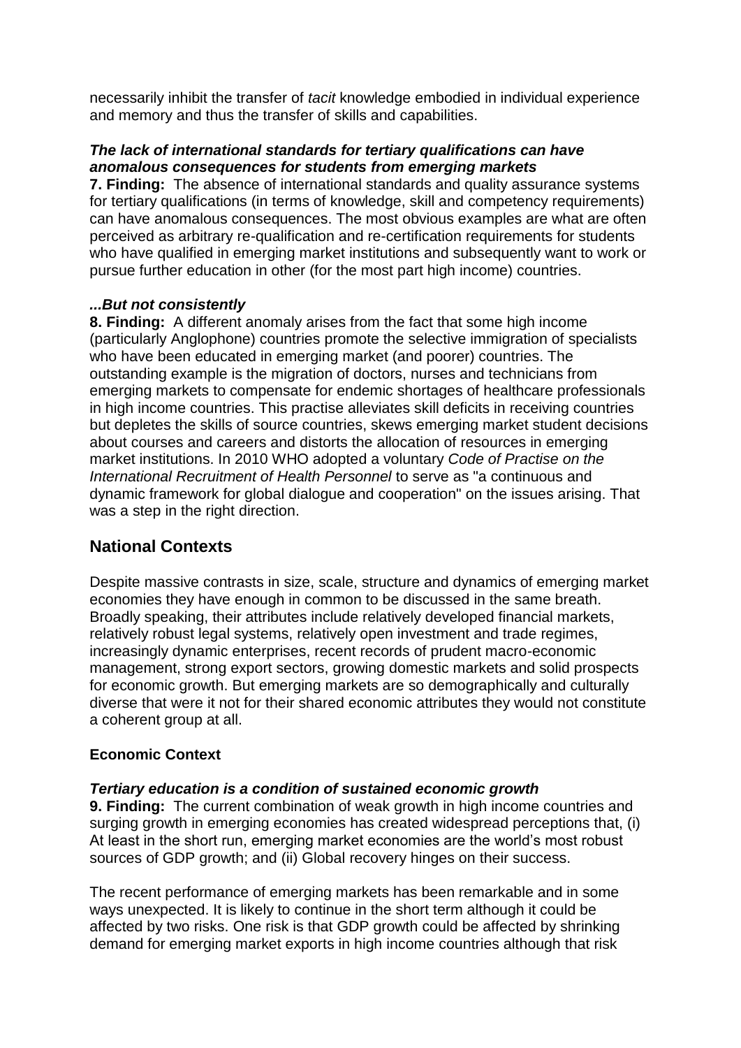necessarily inhibit the transfer of *tacit* knowledge embodied in individual experience and memory and thus the transfer of skills and capabilities.

***The lack of international standards for tertiary qualifications can have anomalous consequences for students from emerging markets***

**7. Finding:** The absence of international standards and quality assurance systems for tertiary qualifications (in terms of knowledge, skill and competency requirements) can have anomalous consequences. The most obvious examples are what are often perceived as arbitrary re-qualification and re-certification requirements for students who have qualified in emerging market institutions and subsequently want to work or pursue further education in other (for the most part high income) countries.

***...But not consistently***

**8. Finding:** A different anomaly arises from the fact that some high income (particularly Anglophone) countries promote the selective immigration of specialists who have been educated in emerging market (and poorer) countries. The outstanding example is the migration of doctors, nurses and technicians from emerging markets to compensate for endemic shortages of healthcare professionals in high income countries. This practise alleviates skill deficits in receiving countries but depletes the skills of source countries, skews emerging market student decisions about courses and careers and distorts the allocation of resources in emerging market institutions. In 2010 WHO adopted a voluntary *Code of Practise on the International Recruitment of Health Personnel* to serve as "a continuous and dynamic framework for global dialogue and cooperation" on the issues arising. That was a step in the right direction.

## National Contexts

Despite massive contrasts in size, scale, structure and dynamics of emerging market economies they have enough in common to be discussed in the same breath. Broadly speaking, their attributes include relatively developed financial markets, relatively robust legal systems, relatively open investment and trade regimes, increasingly dynamic enterprises, recent records of prudent macro-economic management, strong export sectors, growing domestic markets and solid prospects for economic growth. But emerging markets are so demographically and culturally diverse that were it not for their shared economic attributes they would not constitute a coherent group at all.

### Economic Context

***Tertiary education is a condition of sustained economic growth***

**9. Finding:** The current combination of weak growth in high income countries and surging growth in emerging economies has created widespread perceptions that, (i) At least in the short run, emerging market economies are the world's most robust sources of GDP growth; and (ii) Global recovery hinges on their success.

The recent performance of emerging markets has been remarkable and in some ways unexpected. It is likely to continue in the short term although it could be affected by two risks. One risk is that GDP growth could be affected by shrinking demand for emerging market exports in high income countries although that risk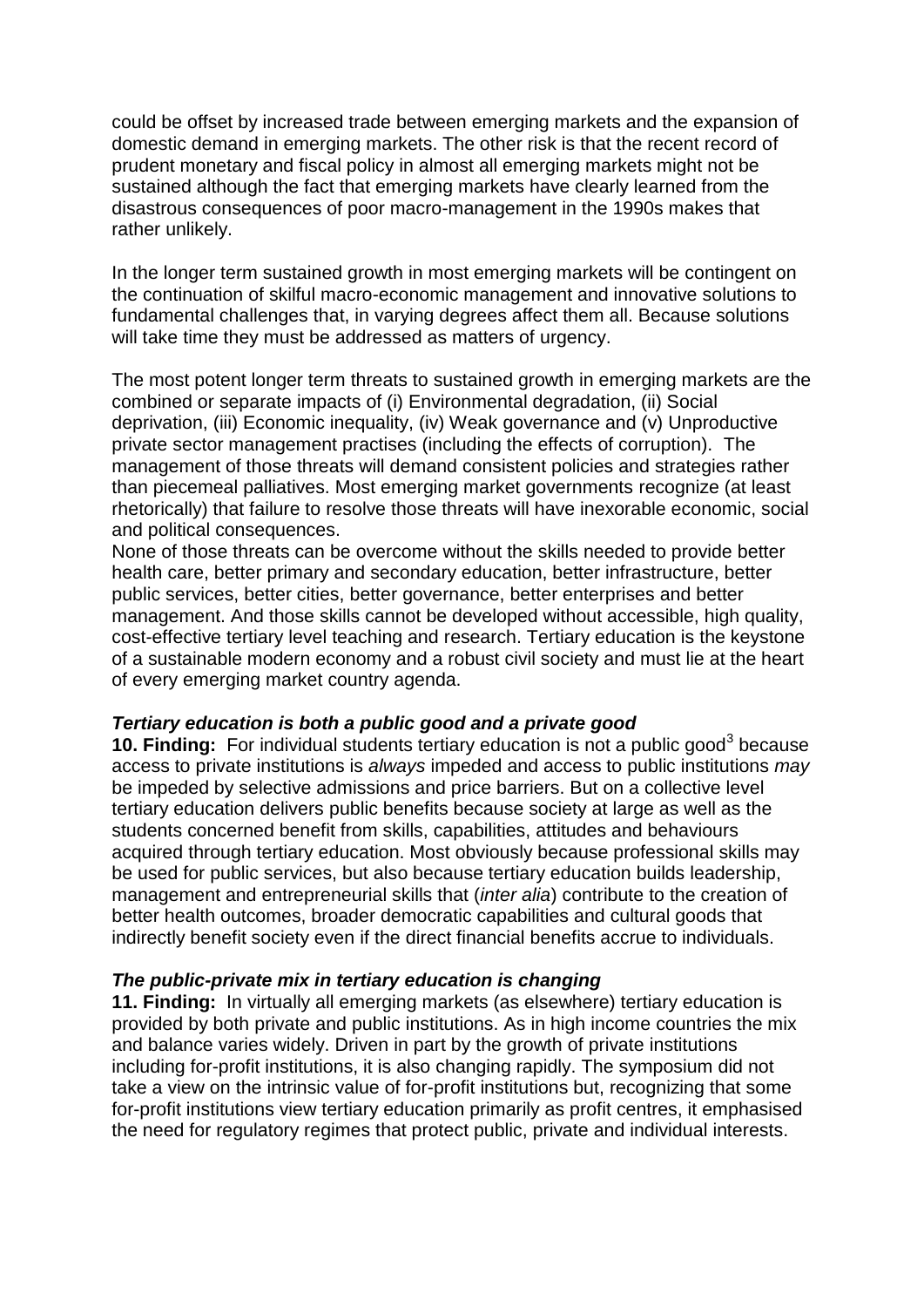could be offset by increased trade between emerging markets and the expansion of domestic demand in emerging markets. The other risk is that the recent record of prudent monetary and fiscal policy in almost all emerging markets might not be sustained although the fact that emerging markets have clearly learned from the disastrous consequences of poor macro-management in the 1990s makes that rather unlikely.

In the longer term sustained growth in most emerging markets will be contingent on the continuation of skilful macro-economic management and innovative solutions to fundamental challenges that, in varying degrees affect them all. Because solutions will take time they must be addressed as matters of urgency.

The most potent longer term threats to sustained growth in emerging markets are the combined or separate impacts of (i) Environmental degradation, (ii) Social deprivation, (iii) Economic inequality, (iv) Weak governance and (v) Unproductive private sector management practises (including the effects of corruption). The management of those threats will demand consistent policies and strategies rather than piecemeal palliatives. Most emerging market governments recognize (at least rhetorically) that failure to resolve those threats will have inexorable economic, social and political consequences.

None of those threats can be overcome without the skills needed to provide better health care, better primary and secondary education, better infrastructure, better public services, better cities, better governance, better enterprises and better management. And those skills cannot be developed without accessible, high quality, cost-effective tertiary level teaching and research. Tertiary education is the keystone of a sustainable modern economy and a robust civil society and must lie at the heart of every emerging market country agenda.

***Tertiary education is both a public good and a private good***

**10. Finding:** For individual students tertiary education is not a public good[3] because access to private institutions is *always* impeded and access to public institutions *may* be impeded by selective admissions and price barriers. But on a collective level tertiary education delivers public benefits because society at large as well as the students concerned benefit from skills, capabilities, attitudes and behaviours acquired through tertiary education. Most obviously because professional skills may be used for public services, but also because tertiary education builds leadership, management and entrepreneurial skills that (*inter alia*) contribute to the creation of better health outcomes, broader democratic capabilities and cultural goods that indirectly benefit society even if the direct financial benefits accrue to individuals.

***The public-private mix in tertiary education is changing***

**11. Finding:** In virtually all emerging markets (as elsewhere) tertiary education is provided by both private and public institutions. As in high income countries the mix and balance varies widely. Driven in part by the growth of private institutions including for-profit institutions, it is also changing rapidly. The symposium did not take a view on the intrinsic value of for-profit institutions but, recognizing that some for-profit institutions view tertiary education primarily as profit centres, it emphasised the need for regulatory regimes that protect public, private and individual interests.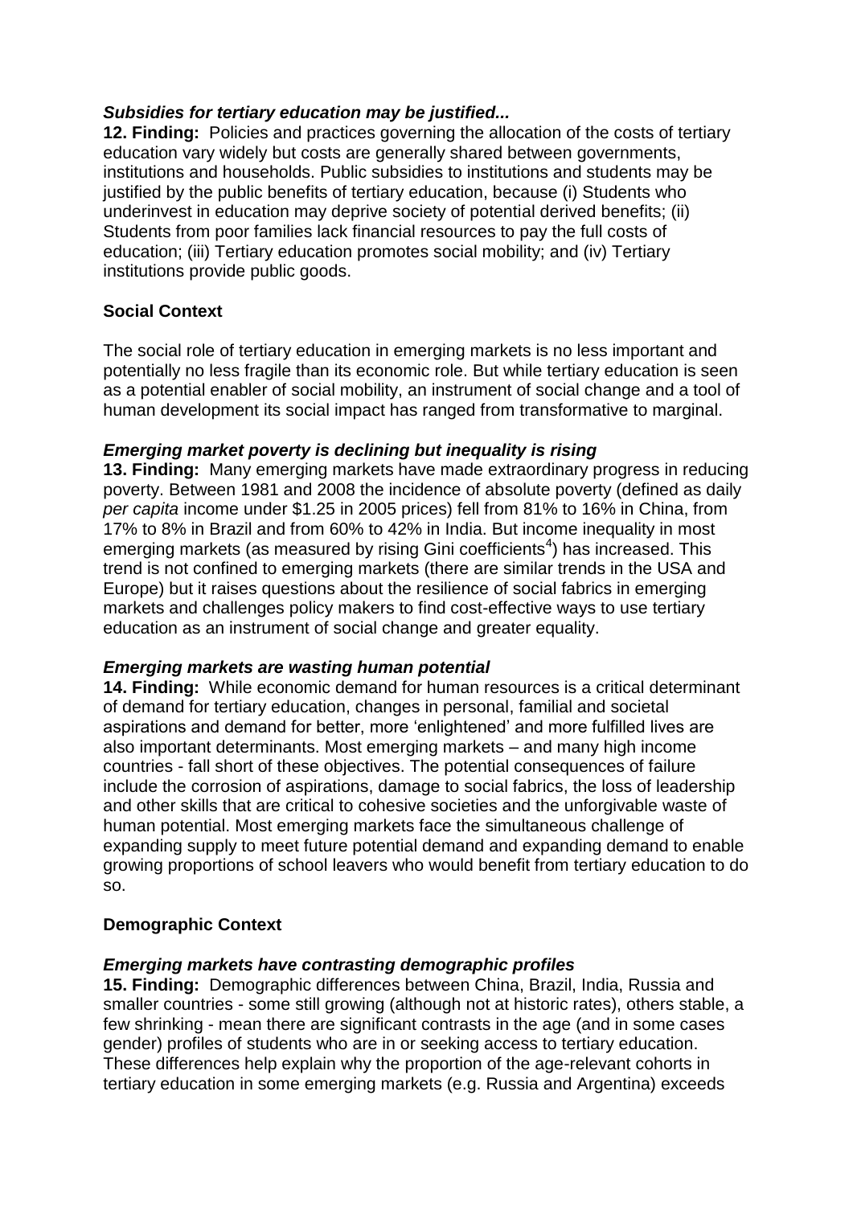***Subsidies for tertiary education may be justified...***

**12. Finding:** Policies and practices governing the allocation of the costs of tertiary education vary widely but costs are generally shared between governments, institutions and households. Public subsidies to institutions and students may be justified by the public benefits of tertiary education, because (i) Students who underinvest in education may deprive society of potential derived benefits; (ii) Students from poor families lack financial resources to pay the full costs of education; (iii) Tertiary education promotes social mobility; and (iv) Tertiary institutions provide public goods.

**Social Context**

The social role of tertiary education in emerging markets is no less important and potentially no less fragile than its economic role. But while tertiary education is seen as a potential enabler of social mobility, an instrument of social change and a tool of human development its social impact has ranged from transformative to marginal.

***Emerging market poverty is declining but inequality is rising***

**13. Finding:** Many emerging markets have made extraordinary progress in reducing poverty. Between 1981 and 2008 the incidence of absolute poverty (defined as daily *per capita* income under $1.25 in 2005 prices) fell from 81% to 16% in China, from 17% to 8% in Brazil and from 60% to 42% in India. But income inequality in most emerging markets (as measured by rising Gini coefficients[4]) has increased. This trend is not confined to emerging markets (there are similar trends in the USA and Europe) but it raises questions about the resilience of social fabrics in emerging markets and challenges policy makers to find cost-effective ways to use tertiary education as an instrument of social change and greater equality.

***Emerging markets are wasting human potential***

**14. Finding:** While economic demand for human resources is a critical determinant of demand for tertiary education, changes in personal, familial and societal aspirations and demand for better, more 'enlightened' and more fulfilled lives are also important determinants. Most emerging markets – and many high income countries - fall short of these objectives. The potential consequences of failure include the corrosion of aspirations, damage to social fabrics, the loss of leadership and other skills that are critical to cohesive societies and the unforgivable waste of human potential. Most emerging markets face the simultaneous challenge of expanding supply to meet future potential demand and expanding demand to enable growing proportions of school leavers who would benefit from tertiary education to do so.

**Demographic Context**

***Emerging markets have contrasting demographic profiles***

**15. Finding:** Demographic differences between China, Brazil, India, Russia and smaller countries - some still growing (although not at historic rates), others stable, a few shrinking - mean there are significant contrasts in the age (and in some cases gender) profiles of students who are in or seeking access to tertiary education. These differences help explain why the proportion of the age-relevant cohorts in tertiary education in some emerging markets (e.g. Russia and Argentina) exceeds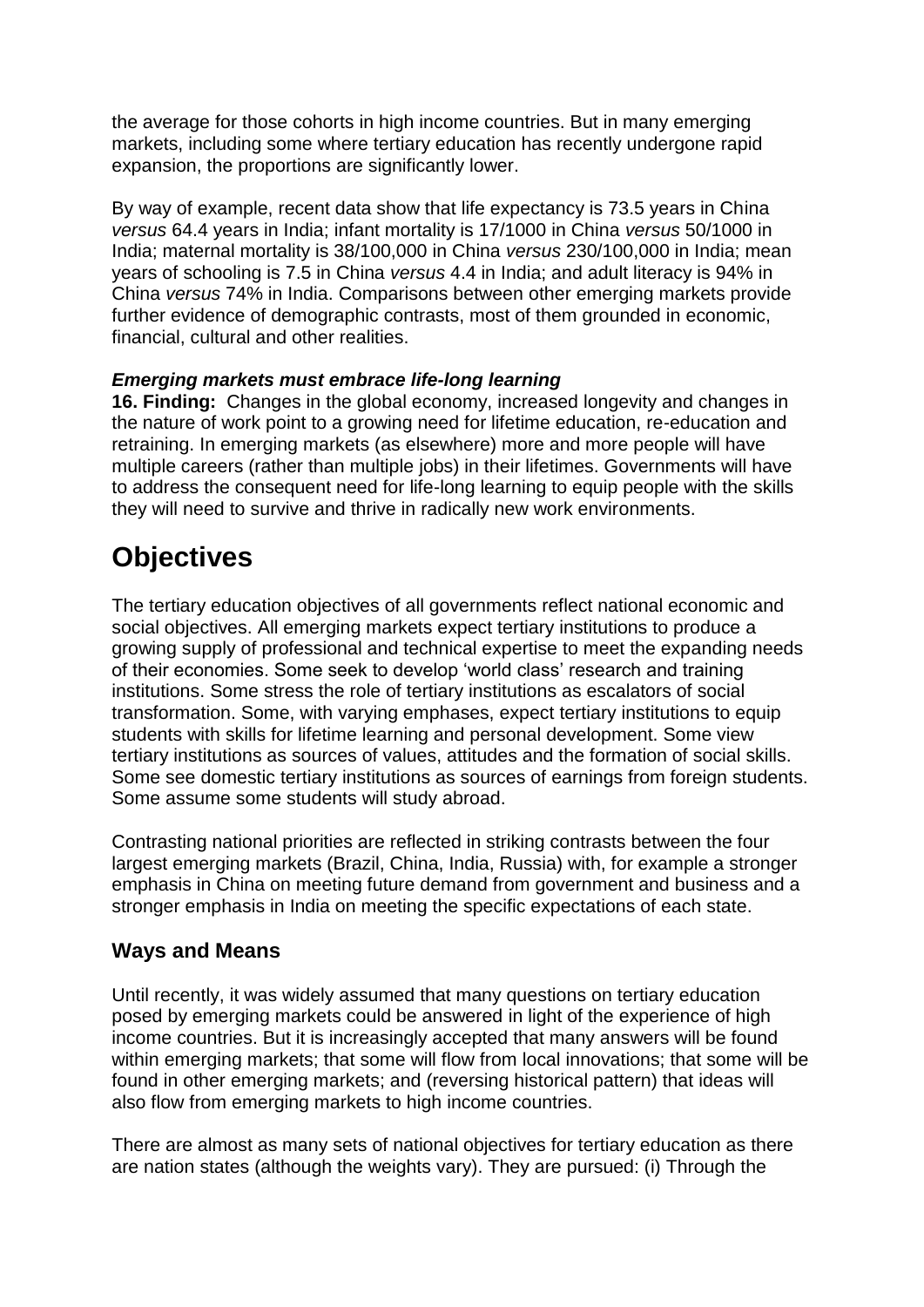the average for those cohorts in high income countries. But in many emerging markets, including some where tertiary education has recently undergone rapid expansion, the proportions are significantly lower.

By way of example, recent data show that life expectancy is 73.5 years in China *versus* 64.4 years in India; infant mortality is 17/1000 in China *versus* 50/1000 in India; maternal mortality is 38/100,000 in China *versus* 230/100,000 in India; mean years of schooling is 7.5 in China *versus* 4.4 in India; and adult literacy is 94% in China *versus* 74% in India. Comparisons between other emerging markets provide further evidence of demographic contrasts, most of them grounded in economic, financial, cultural and other realities.

#### *Emerging markets must embrace life-long learning*

**16. Finding:** Changes in the global economy, increased longevity and changes in the nature of work point to a growing need for lifetime education, re-education and retraining. In emerging markets (as elsewhere) more and more people will have multiple careers (rather than multiple jobs) in their lifetimes. Governments will have to address the consequent need for life-long learning to equip people with the skills they will need to survive and thrive in radically new work environments.

# Objectives

The tertiary education objectives of all governments reflect national economic and social objectives. All emerging markets expect tertiary institutions to produce a growing supply of professional and technical expertise to meet the expanding needs of their economies. Some seek to develop 'world class' research and training institutions. Some stress the role of tertiary institutions as escalators of social transformation. Some, with varying emphases, expect tertiary institutions to equip students with skills for lifetime learning and personal development. Some view tertiary institutions as sources of values, attitudes and the formation of social skills. Some see domestic tertiary institutions as sources of earnings from foreign students. Some assume some students will study abroad.

Contrasting national priorities are reflected in striking contrasts between the four largest emerging markets (Brazil, China, India, Russia) with, for example a stronger emphasis in China on meeting future demand from government and business and a stronger emphasis in India on meeting the specific expectations of each state.

## Ways and Means

Until recently, it was widely assumed that many questions on tertiary education posed by emerging markets could be answered in light of the experience of high income countries. But it is increasingly accepted that many answers will be found within emerging markets; that some will flow from local innovations; that some will be found in other emerging markets; and (reversing historical pattern) that ideas will also flow from emerging markets to high income countries.

There are almost as many sets of national objectives for tertiary education as there are nation states (although the weights vary). They are pursued: (i) Through the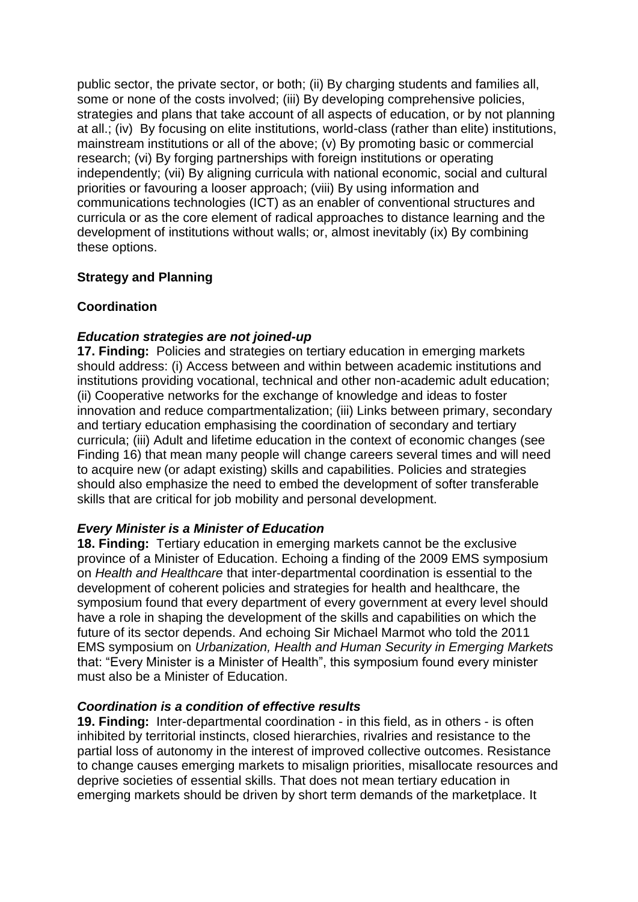public sector, the private sector, or both; (ii) By charging students and families all, some or none of the costs involved; (iii) By developing comprehensive policies, strategies and plans that take account of all aspects of education, or by not planning at all.; (iv) By focusing on elite institutions, world-class (rather than elite) institutions, mainstream institutions or all of the above; (v) By promoting basic or commercial research; (vi) By forging partnerships with foreign institutions or operating independently; (vii) By aligning curricula with national economic, social and cultural priorities or favouring a looser approach; (viii) By using information and communications technologies (ICT) as an enabler of conventional structures and curricula or as the core element of radical approaches to distance learning and the development of institutions without walls; or, almost inevitably (ix) By combining these options.

## Strategy and Planning

### Coordination

#### *Education strategies are not joined-up*

**17. Finding:** Policies and strategies on tertiary education in emerging markets should address: (i) Access between and within between academic institutions and institutions providing vocational, technical and other non-academic adult education; (ii) Cooperative networks for the exchange of knowledge and ideas to foster innovation and reduce compartmentalization; (iii) Links between primary, secondary and tertiary education emphasising the coordination of secondary and tertiary curricula; (iii) Adult and lifetime education in the context of economic changes (see Finding 16) that mean many people will change careers several times and will need to acquire new (or adapt existing) skills and capabilities. Policies and strategies should also emphasize the need to embed the development of softer transferable skills that are critical for job mobility and personal development.

#### *Every Minister is a Minister of Education*

**18. Finding:** Tertiary education in emerging markets cannot be the exclusive province of a Minister of Education. Echoing a finding of the 2009 EMS symposium on *Health and Healthcare* that inter-departmental coordination is essential to the development of coherent policies and strategies for health and healthcare, the symposium found that every department of every government at every level should have a role in shaping the development of the skills and capabilities on which the future of its sector depends. And echoing Sir Michael Marmot who told the 2011 EMS symposium on *Urbanization, Health and Human Security in Emerging Markets* that: “Every Minister is a Minister of Health”, this symposium found every minister must also be a Minister of Education.

#### *Coordination is a condition of effective results*

**19. Finding:** Inter-departmental coordination - in this field, as in others - is often inhibited by territorial instincts, closed hierarchies, rivalries and resistance to the partial loss of autonomy in the interest of improved collective outcomes. Resistance to change causes emerging markets to misalign priorities, misallocate resources and deprive societies of essential skills. That does not mean tertiary education in emerging markets should be driven by short term demands of the marketplace. It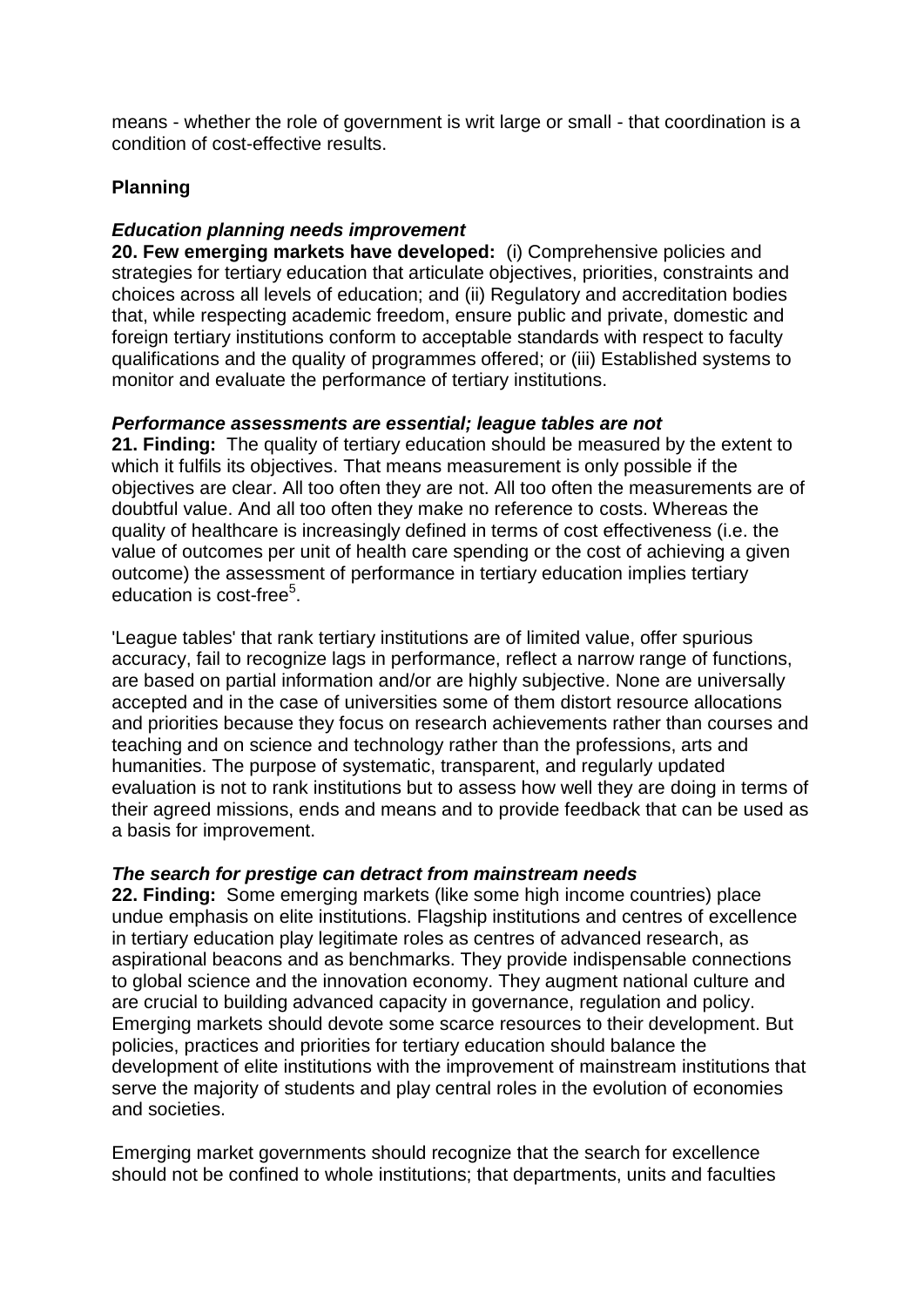means - whether the role of government is writ large or small - that coordination is a condition of cost-effective results.

## Planning

### *Education planning needs improvement*

**20. Few emerging markets have developed:** (i) Comprehensive policies and strategies for tertiary education that articulate objectives, priorities, constraints and choices across all levels of education; and (ii) Regulatory and accreditation bodies that, while respecting academic freedom, ensure public and private, domestic and foreign tertiary institutions conform to acceptable standards with respect to faculty qualifications and the quality of programmes offered; or (iii) Established systems to monitor and evaluate the performance of tertiary institutions.

### *Performance assessments are essential; league tables are not*

**21. Finding:** The quality of tertiary education should be measured by the extent to which it fulfils its objectives. That means measurement is only possible if the objectives are clear. All too often they are not. All too often the measurements are of doubtful value. And all too often they make no reference to costs. Whereas the quality of healthcare is increasingly defined in terms of cost effectiveness (i.e. the value of outcomes per unit of health care spending or the cost of achieving a given outcome) the assessment of performance in tertiary education implies tertiary education is cost-free[5].

'League tables' that rank tertiary institutions are of limited value, offer spurious accuracy, fail to recognize lags in performance, reflect a narrow range of functions, are based on partial information and/or are highly subjective. None are universally accepted and in the case of universities some of them distort resource allocations and priorities because they focus on research achievements rather than courses and teaching and on science and technology rather than the professions, arts and humanities. The purpose of systematic, transparent, and regularly updated evaluation is not to rank institutions but to assess how well they are doing in terms of their agreed missions, ends and means and to provide feedback that can be used as a basis for improvement.

### *The search for prestige can detract from mainstream needs*

**22. Finding:** Some emerging markets (like some high income countries) place undue emphasis on elite institutions. Flagship institutions and centres of excellence in tertiary education play legitimate roles as centres of advanced research, as aspirational beacons and as benchmarks. They provide indispensable connections to global science and the innovation economy. They augment national culture and are crucial to building advanced capacity in governance, regulation and policy. Emerging markets should devote some scarce resources to their development. But policies, practices and priorities for tertiary education should balance the development of elite institutions with the improvement of mainstream institutions that serve the majority of students and play central roles in the evolution of economies and societies.

Emerging market governments should recognize that the search for excellence should not be confined to whole institutions; that departments, units and faculties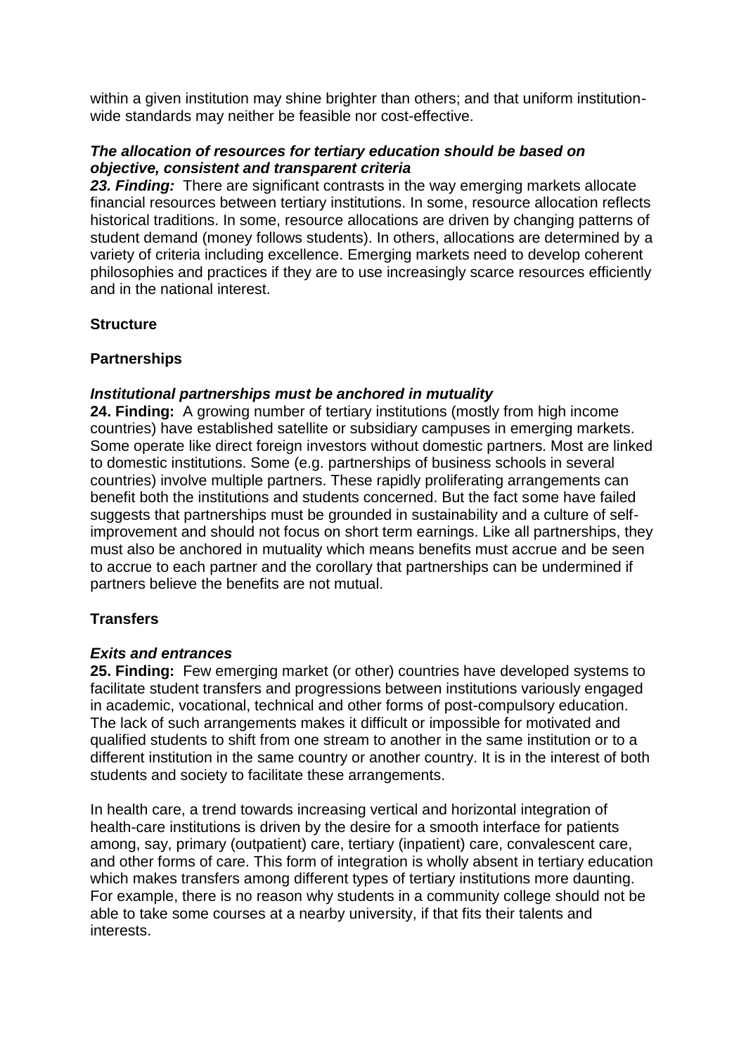within a given institution may shine brighter than others; and that uniform institution-wide standards may neither be feasible nor cost-effective.

***The allocation of resources for tertiary education should be based on objective, consistent and transparent criteria***

***23. Finding:*** There are significant contrasts in the way emerging markets allocate financial resources between tertiary institutions. In some, resource allocation reflects historical traditions. In some, resource allocations are driven by changing patterns of student demand (money follows students). In others, allocations are determined by a variety of criteria including excellence. Emerging markets need to develop coherent philosophies and practices if they are to use increasingly scarce resources efficiently and in the national interest.

**Structure**

**Partnerships**

***Institutional partnerships must be anchored in mutuality***

**24. Finding:** A growing number of tertiary institutions (mostly from high income countries) have established satellite or subsidiary campuses in emerging markets. Some operate like direct foreign investors without domestic partners. Most are linked to domestic institutions. Some (e.g. partnerships of business schools in several countries) involve multiple partners. These rapidly proliferating arrangements can benefit both the institutions and students concerned. But the fact some have failed suggests that partnerships must be grounded in sustainability and a culture of self-improvement and should not focus on short term earnings. Like all partnerships, they must also be anchored in mutuality which means benefits must accrue and be seen to accrue to each partner and the corollary that partnerships can be undermined if partners believe the benefits are not mutual.

**Transfers**

***Exits and entrances***

**25. Finding:** Few emerging market (or other) countries have developed systems to facilitate student transfers and progressions between institutions variously engaged in academic, vocational, technical and other forms of post-compulsory education. The lack of such arrangements makes it difficult or impossible for motivated and qualified students to shift from one stream to another in the same institution or to a different institution in the same country or another country. It is in the interest of both students and society to facilitate these arrangements.

In health care, a trend towards increasing vertical and horizontal integration of health-care institutions is driven by the desire for a smooth interface for patients among, say, primary (outpatient) care, tertiary (inpatient) care, convalescent care, and other forms of care. This form of integration is wholly absent in tertiary education which makes transfers among different types of tertiary institutions more daunting. For example, there is no reason why students in a community college should not be able to take some courses at a nearby university, if that fits their talents and interests.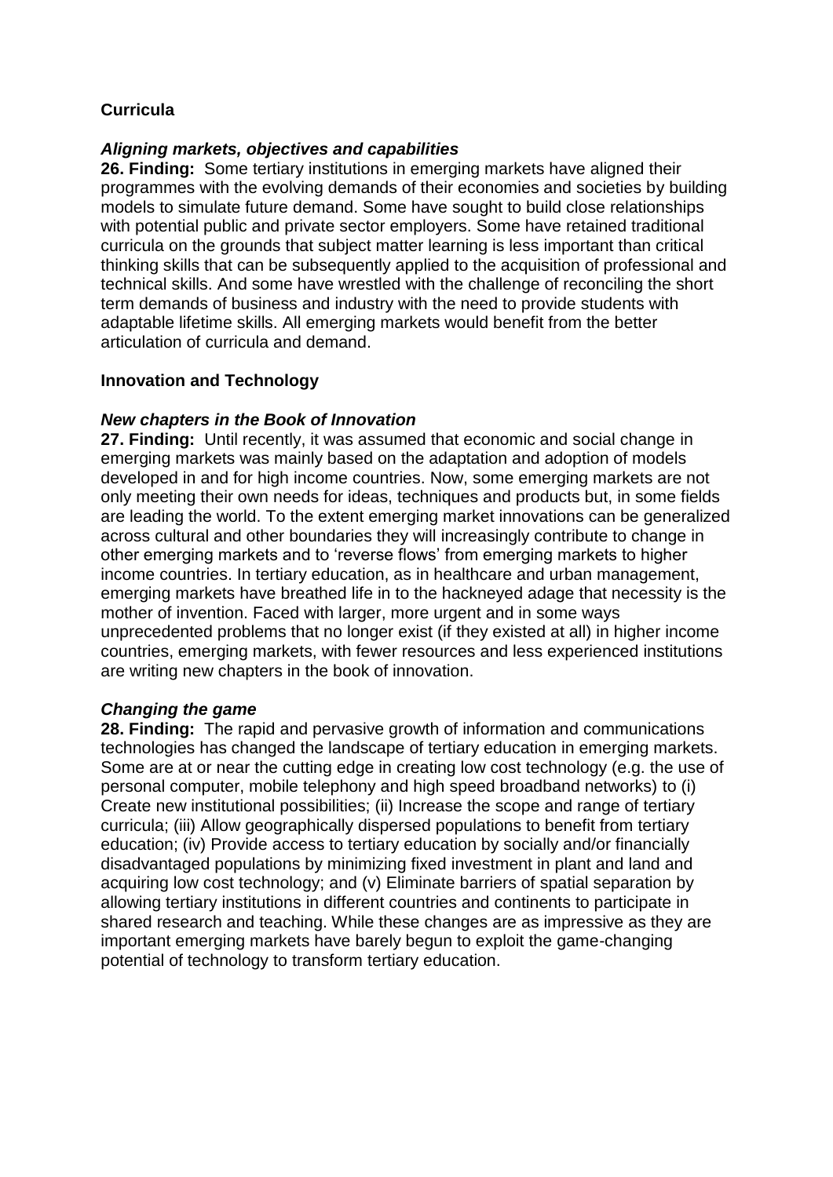## Curricula

### *Aligning markets, objectives and capabilities*

**26. Finding:** Some tertiary institutions in emerging markets have aligned their programmes with the evolving demands of their economies and societies by building models to simulate future demand. Some have sought to build close relationships with potential public and private sector employers. Some have retained traditional curricula on the grounds that subject matter learning is less important than critical thinking skills that can be subsequently applied to the acquisition of professional and technical skills. And some have wrestled with the challenge of reconciling the short term demands of business and industry with the need to provide students with adaptable lifetime skills. All emerging markets would benefit from the better articulation of curricula and demand.

## Innovation and Technology

### *New chapters in the Book of Innovation*

**27. Finding:** Until recently, it was assumed that economic and social change in emerging markets was mainly based on the adaptation and adoption of models developed in and for high income countries. Now, some emerging markets are not only meeting their own needs for ideas, techniques and products but, in some fields are leading the world. To the extent emerging market innovations can be generalized across cultural and other boundaries they will increasingly contribute to change in other emerging markets and to 'reverse flows' from emerging markets to higher income countries. In tertiary education, as in healthcare and urban management, emerging markets have breathed life in to the hackneyed adage that necessity is the mother of invention. Faced with larger, more urgent and in some ways unprecedented problems that no longer exist (if they existed at all) in higher income countries, emerging markets, with fewer resources and less experienced institutions are writing new chapters in the book of innovation.

### *Changing the game*

**28. Finding:** The rapid and pervasive growth of information and communications technologies has changed the landscape of tertiary education in emerging markets. Some are at or near the cutting edge in creating low cost technology (e.g. the use of personal computer, mobile telephony and high speed broadband networks) to (i) Create new institutional possibilities; (ii) Increase the scope and range of tertiary curricula; (iii) Allow geographically dispersed populations to benefit from tertiary education; (iv) Provide access to tertiary education by socially and/or financially disadvantaged populations by minimizing fixed investment in plant and land and acquiring low cost technology; and (v) Eliminate barriers of spatial separation by allowing tertiary institutions in different countries and continents to participate in shared research and teaching. While these changes are as impressive as they are important emerging markets have barely begun to exploit the game-changing potential of technology to transform tertiary education.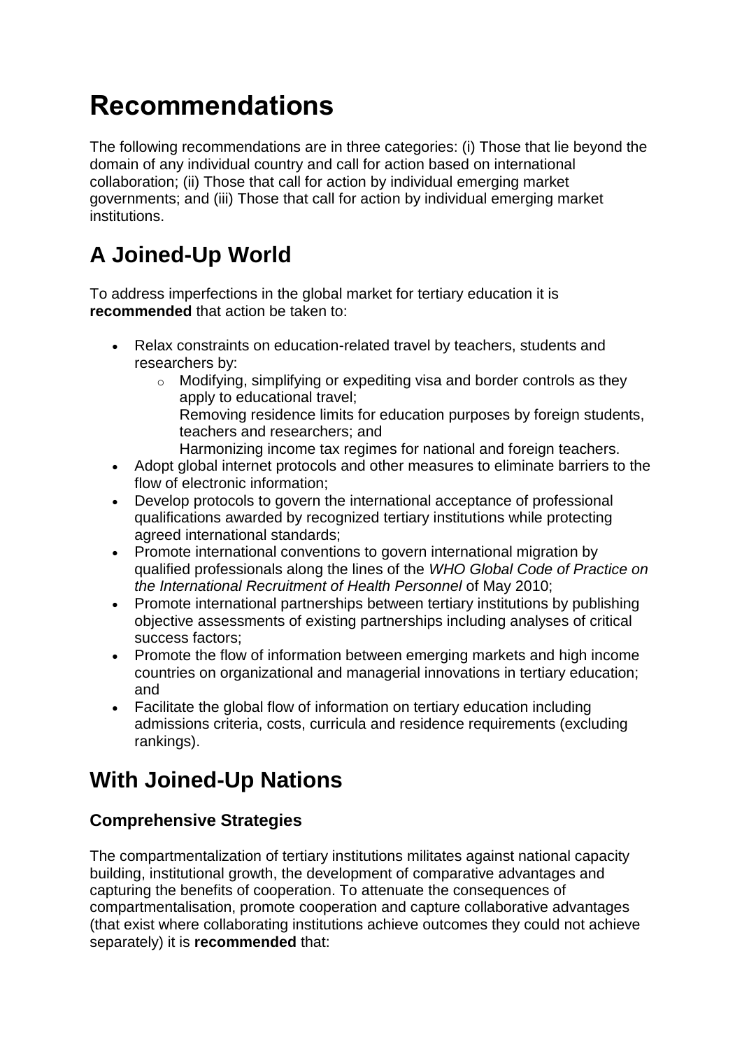# Recommendations

The following recommendations are in three categories: (i) Those that lie beyond the domain of any individual country and call for action based on international collaboration; (ii) Those that call for action by individual emerging market governments; and (iii) Those that call for action by individual emerging market institutions.

## A Joined-Up World

To address imperfections in the global market for tertiary education it is **recommended** that action be taken to:

- Relax constraints on education-related travel by teachers, students and researchers by:
  - Modifying, simplifying or expediting visa and border controls as they apply to educational travel;
  - Removing residence limits for education purposes by foreign students, teachers and researchers; and
  - Harmonizing income tax regimes for national and foreign teachers.
- Adopt global internet protocols and other measures to eliminate barriers to the flow of electronic information;
- Develop protocols to govern the international acceptance of professional qualifications awarded by recognized tertiary institutions while protecting agreed international standards;
- Promote international conventions to govern international migration by qualified professionals along the lines of the *WHO Global Code of Practice on the International Recruitment of Health Personnel* of May 2010;
- Promote international partnerships between tertiary institutions by publishing objective assessments of existing partnerships including analyses of critical success factors;
- Promote the flow of information between emerging markets and high income countries on organizational and managerial innovations in tertiary education; and
- Facilitate the global flow of information on tertiary education including admissions criteria, costs, curricula and residence requirements (excluding rankings).

## With Joined-Up Nations

### Comprehensive Strategies

The compartmentalization of tertiary institutions militates against national capacity building, institutional growth, the development of comparative advantages and capturing the benefits of cooperation. To attenuate the consequences of compartmentalisation, promote cooperation and capture collaborative advantages (that exist where collaborating institutions achieve outcomes they could not achieve separately) it is **recommended** that: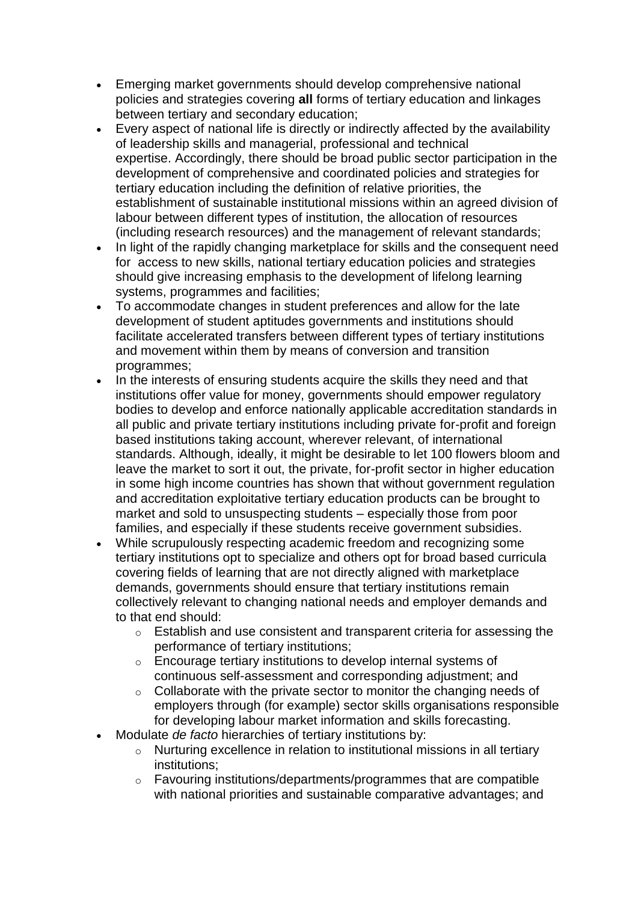- Emerging market governments should develop comprehensive national policies and strategies covering **all** forms of tertiary education and linkages between tertiary and secondary education;
- Every aspect of national life is directly or indirectly affected by the availability of leadership skills and managerial, professional and technical expertise. Accordingly, there should be broad public sector participation in the development of comprehensive and coordinated policies and strategies for tertiary education including the definition of relative priorities, the establishment of sustainable institutional missions within an agreed division of labour between different types of institution, the allocation of resources (including research resources) and the management of relevant standards;
- In light of the rapidly changing marketplace for skills and the consequent need for access to new skills, national tertiary education policies and strategies should give increasing emphasis to the development of lifelong learning systems, programmes and facilities;
- To accommodate changes in student preferences and allow for the late development of student aptitudes governments and institutions should facilitate accelerated transfers between different types of tertiary institutions and movement within them by means of conversion and transition programmes;
- In the interests of ensuring students acquire the skills they need and that institutions offer value for money, governments should empower regulatory bodies to develop and enforce nationally applicable accreditation standards in all public and private tertiary institutions including private for-profit and foreign based institutions taking account, wherever relevant, of international standards. Although, ideally, it might be desirable to let 100 flowers bloom and leave the market to sort it out, the private, for-profit sector in higher education in some high income countries has shown that without government regulation and accreditation exploitative tertiary education products can be brought to market and sold to unsuspecting students – especially those from poor families, and especially if these students receive government subsidies.
- While scrupulously respecting academic freedom and recognizing some tertiary institutions opt to specialize and others opt for broad based curricula covering fields of learning that are not directly aligned with marketplace demands, governments should ensure that tertiary institutions remain collectively relevant to changing national needs and employer demands and to that end should:
    - Establish and use consistent and transparent criteria for assessing the performance of tertiary institutions;
    - Encourage tertiary institutions to develop internal systems of continuous self-assessment and corresponding adjustment; and
    - Collaborate with the private sector to monitor the changing needs of employers through (for example) sector skills organisations responsible for developing labour market information and skills forecasting.
- Modulate *de facto* hierarchies of tertiary institutions by:
    - Nurturing excellence in relation to institutional missions in all tertiary institutions;
    - Favouring institutions/departments/programmes that are compatible with national priorities and sustainable comparative advantages; and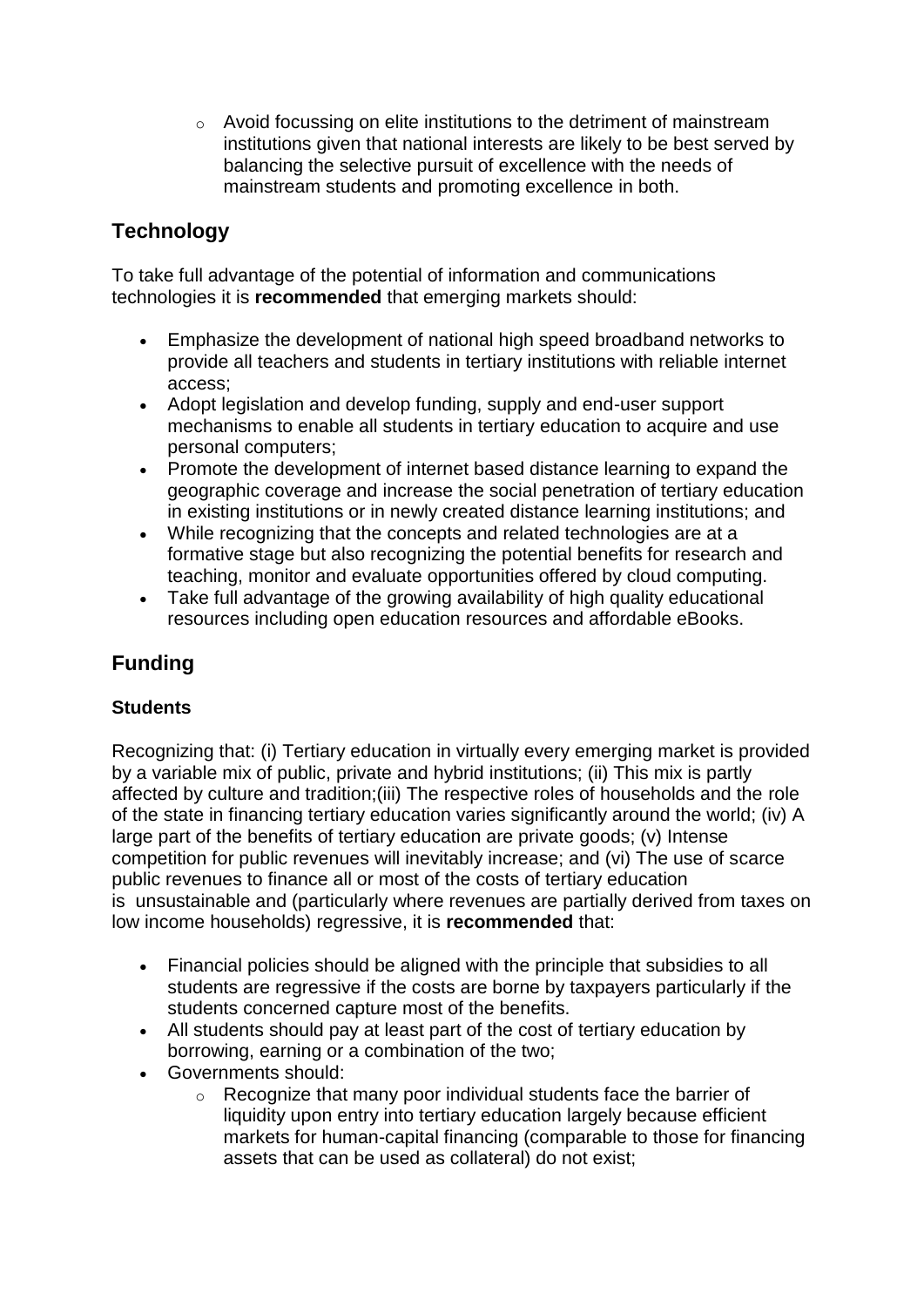- Avoid focussing on elite institutions to the detriment of mainstream institutions given that national interests are likely to be best served by balancing the selective pursuit of excellence with the needs of mainstream students and promoting excellence in both.

## Technology

To take full advantage of the potential of information and communications technologies it is **recommended** that emerging markets should:

- Emphasize the development of national high speed broadband networks to provide all teachers and students in tertiary institutions with reliable internet access;
- Adopt legislation and develop funding, supply and end-user support mechanisms to enable all students in tertiary education to acquire and use personal computers;
- Promote the development of internet based distance learning to expand the geographic coverage and increase the social penetration of tertiary education in existing institutions or in newly created distance learning institutions; and
- While recognizing that the concepts and related technologies are at a formative stage but also recognizing the potential benefits for research and teaching, monitor and evaluate opportunities offered by cloud computing.
- Take full advantage of the growing availability of high quality educational resources including open education resources and affordable eBooks.

## Funding

### Students

Recognizing that: (i) Tertiary education in virtually every emerging market is provided by a variable mix of public, private and hybrid institutions; (ii) This mix is partly affected by culture and tradition;(iii) The respective roles of households and the role of the state in financing tertiary education varies significantly around the world; (iv) A large part of the benefits of tertiary education are private goods; (v) Intense competition for public revenues will inevitably increase; and (vi) The use of scarce public revenues to finance all or most of the costs of tertiary education is unsustainable and (particularly where revenues are partially derived from taxes on low income households) regressive, it is **recommended** that:

- Financial policies should be aligned with the principle that subsidies to all students are regressive if the costs are borne by taxpayers particularly if the students concerned capture most of the benefits.
- All students should pay at least part of the cost of tertiary education by borrowing, earning or a combination of the two;
- Governments should:
  - Recognize that many poor individual students face the barrier of liquidity upon entry into tertiary education largely because efficient markets for human-capital financing (comparable to those for financing assets that can be used as collateral) do not exist;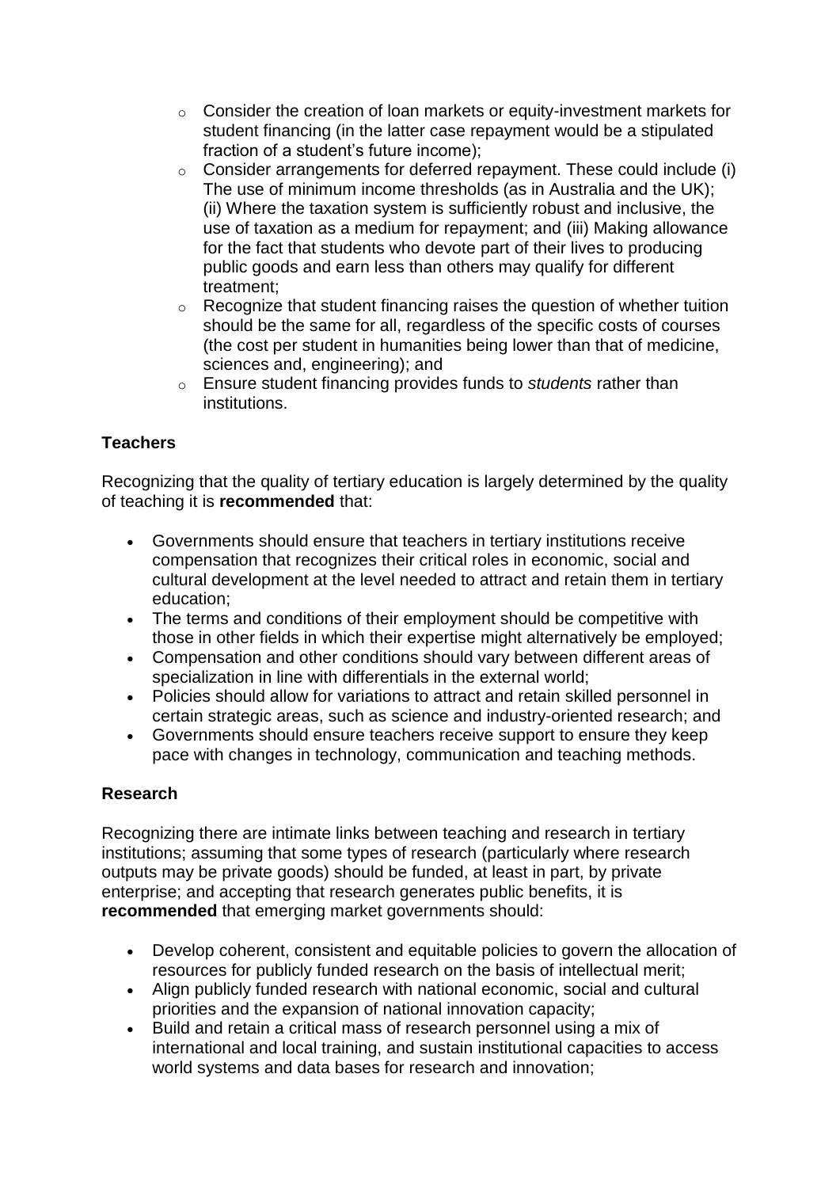- Consider the creation of loan markets or equity-investment markets for student financing (in the latter case repayment would be a stipulated fraction of a student's future income);
- Consider arrangements for deferred repayment. These could include (i) The use of minimum income thresholds (as in Australia and the UK); (ii) Where the taxation system is sufficiently robust and inclusive, the use of taxation as a medium for repayment; and (iii) Making allowance for the fact that students who devote part of their lives to producing public goods and earn less than others may qualify for different treatment;
- Recognize that student financing raises the question of whether tuition should be the same for all, regardless of the specific costs of courses (the cost per student in humanities being lower than that of medicine, sciences and, engineering); and
- Ensure student financing provides funds to *students* rather than institutions.

**Teachers**

Recognizing that the quality of tertiary education is largely determined by the quality of teaching it is **recommended** that:

- Governments should ensure that teachers in tertiary institutions receive compensation that recognizes their critical roles in economic, social and cultural development at the level needed to attract and retain them in tertiary education;
- The terms and conditions of their employment should be competitive with those in other fields in which their expertise might alternatively be employed;
- Compensation and other conditions should vary between different areas of specialization in line with differentials in the external world;
- Policies should allow for variations to attract and retain skilled personnel in certain strategic areas, such as science and industry-oriented research; and
- Governments should ensure teachers receive support to ensure they keep pace with changes in technology, communication and teaching methods.

**Research**

Recognizing there are intimate links between teaching and research in tertiary institutions; assuming that some types of research (particularly where research outputs may be private goods) should be funded, at least in part, by private enterprise; and accepting that research generates public benefits, it is **recommended** that emerging market governments should:

- Develop coherent, consistent and equitable policies to govern the allocation of resources for publicly funded research on the basis of intellectual merit;
- Align publicly funded research with national economic, social and cultural priorities and the expansion of national innovation capacity;
- Build and retain a critical mass of research personnel using a mix of international and local training, and sustain institutional capacities to access world systems and data bases for research and innovation;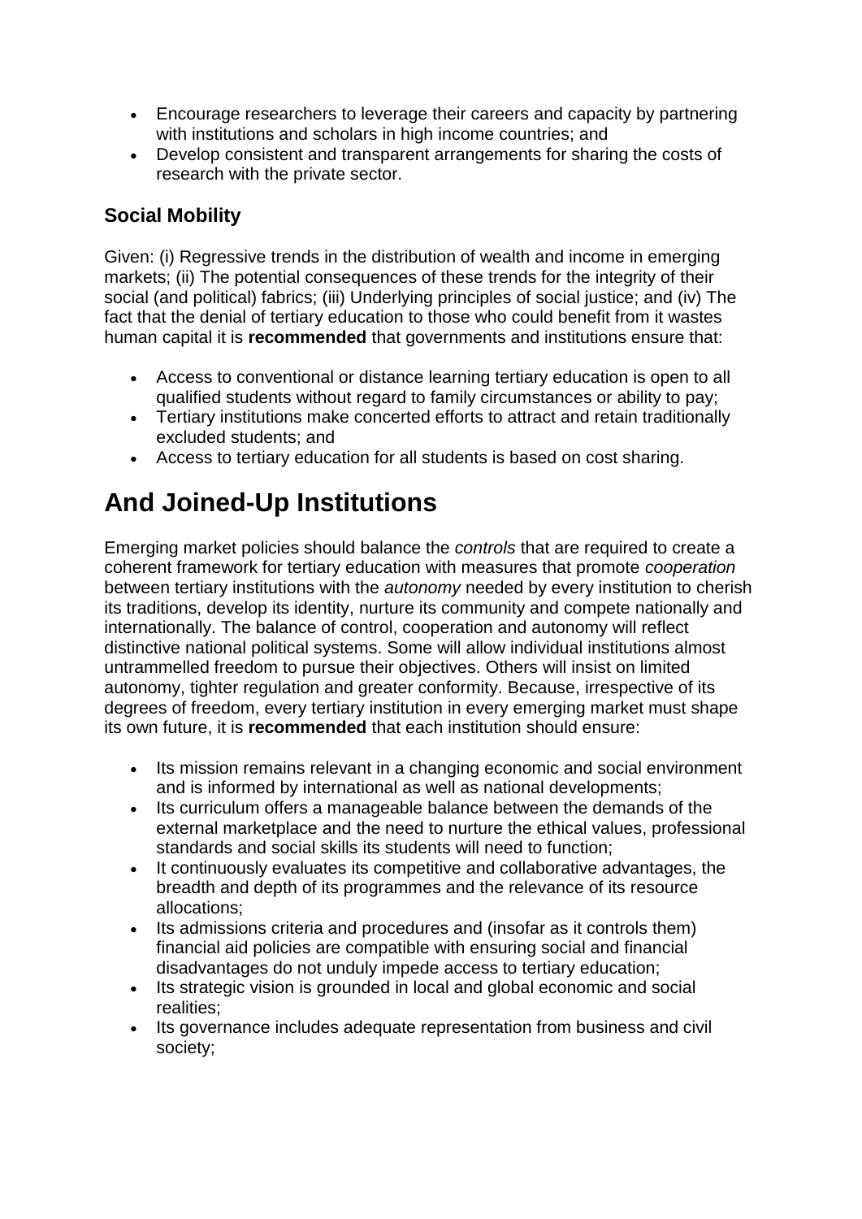- Encourage researchers to leverage their careers and capacity by partnering with institutions and scholars in high income countries; and
- Develop consistent and transparent arrangements for sharing the costs of research with the private sector.

### Social Mobility

Given: (i) Regressive trends in the distribution of wealth and income in emerging markets; (ii) The potential consequences of these trends for the integrity of their social (and political) fabrics; (iii) Underlying principles of social justice; and (iv) The fact that the denial of tertiary education to those who could benefit from it wastes human capital it is **recommended** that governments and institutions ensure that:

- Access to conventional or distance learning tertiary education is open to all qualified students without regard to family circumstances or ability to pay;
- Tertiary institutions make concerted efforts to attract and retain traditionally excluded students; and
- Access to tertiary education for all students is based on cost sharing.

# And Joined-Up Institutions

Emerging market policies should balance the *controls* that are required to create a coherent framework for tertiary education with measures that promote *cooperation* between tertiary institutions with the *autonomy* needed by every institution to cherish its traditions, develop its identity, nurture its community and compete nationally and internationally. The balance of control, cooperation and autonomy will reflect distinctive national political systems. Some will allow individual institutions almost untrammelled freedom to pursue their objectives. Others will insist on limited autonomy, tighter regulation and greater conformity. Because, irrespective of its degrees of freedom, every tertiary institution in every emerging market must shape its own future, it is **recommended** that each institution should ensure:

- Its mission remains relevant in a changing economic and social environment and is informed by international as well as national developments;
- Its curriculum offers a manageable balance between the demands of the external marketplace and the need to nurture the ethical values, professional standards and social skills its students will need to function;
- It continuously evaluates its competitive and collaborative advantages, the breadth and depth of its programmes and the relevance of its resource allocations;
- Its admissions criteria and procedures and (insofar as it controls them) financial aid policies are compatible with ensuring social and financial disadvantages do not unduly impede access to tertiary education;
- Its strategic vision is grounded in local and global economic and social realities;
- Its governance includes adequate representation from business and civil society;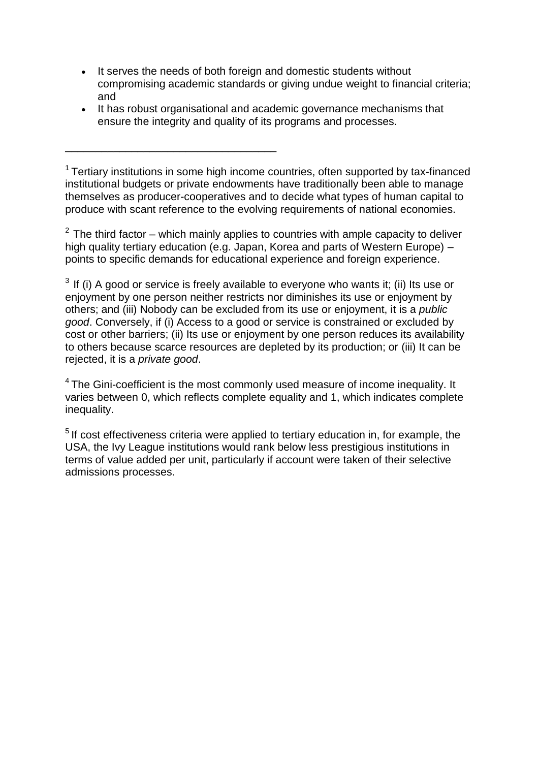- It serves the needs of both foreign and domestic students without compromising academic standards or giving undue weight to financial criteria; and
- It has robust organisational and academic governance mechanisms that ensure the integrity and quality of its programs and processes.

---

[1] Tertiary institutions in some high income countries, often supported by tax-financed institutional budgets or private endowments have traditionally been able to manage themselves as producer-cooperatives and to decide what types of human capital to produce with scant reference to the evolving requirements of national economies.

[2] The third factor – which mainly applies to countries with ample capacity to deliver high quality tertiary education (e.g. Japan, Korea and parts of Western Europe) – points to specific demands for educational experience and foreign experience.

[3] If (i) A good or service is freely available to everyone who wants it; (ii) Its use or enjoyment by one person neither restricts nor diminishes its use or enjoyment by others; and (iii) Nobody can be excluded from its use or enjoyment, it is a *public good*. Conversely, if (i) Access to a good or service is constrained or excluded by cost or other barriers; (ii) Its use or enjoyment by one person reduces its availability to others because scarce resources are depleted by its production; or (iii) It can be rejected, it is a *private good*.

[4] The Gini-coefficient is the most commonly used measure of income inequality. It varies between 0, which reflects complete equality and 1, which indicates complete inequality.

[5] If cost effectiveness criteria were applied to tertiary education in, for example, the USA, the Ivy League institutions would rank below less prestigious institutions in terms of value added per unit, particularly if account were taken of their selective admissions processes.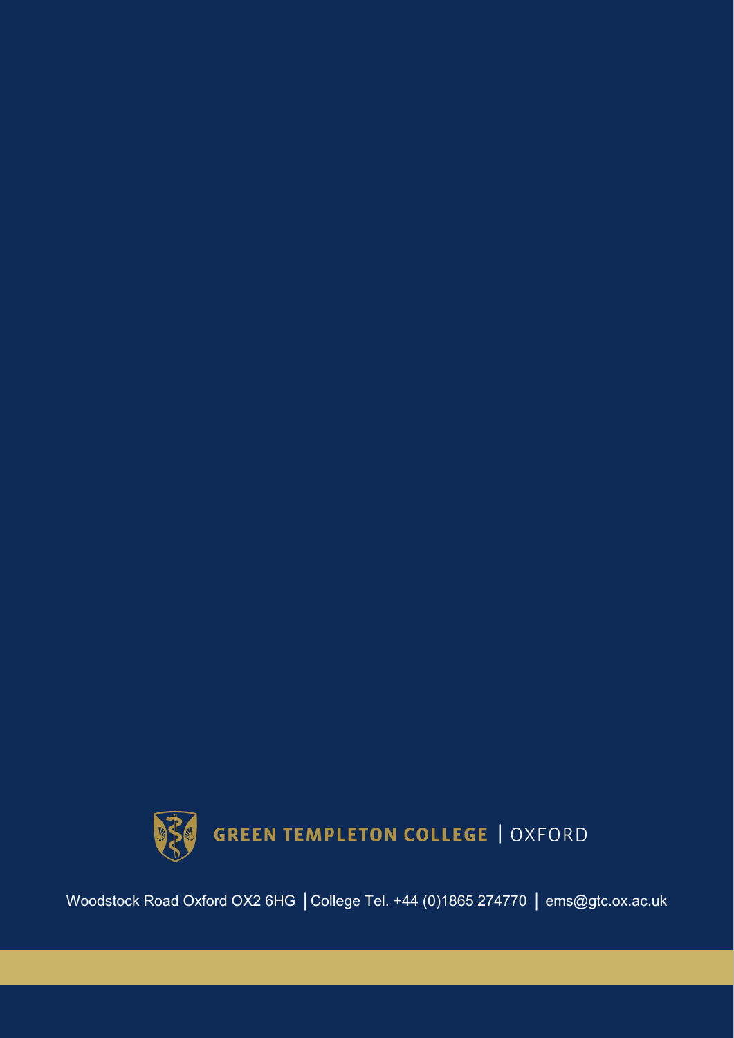GREEN TEMPLETON COLLEGE | OXFORD

Woodstock Road Oxford OX2 6HG │College Tel. +44 (0)1865 274770 │ ems@gtc.ox.ac.uk